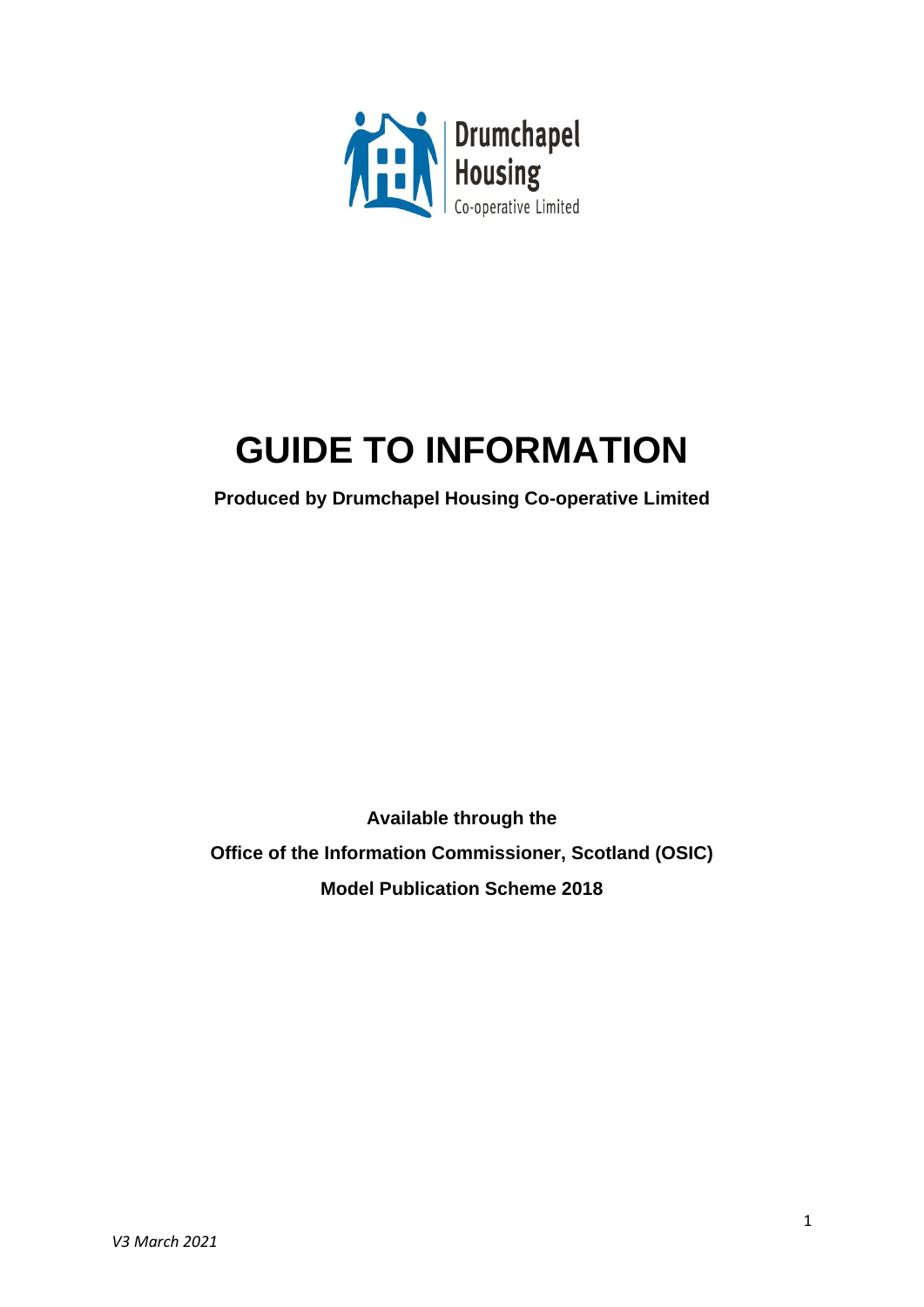Drumchapel Housing Co-operative Limited

# GUIDE TO INFORMATION

**Produced by Drumchapel Housing Co-operative Limited**

**Available through the**

**Office of the Information Commissioner, Scotland (OSIC)**

**Model Publication Scheme 2018**

*V3 March 2021*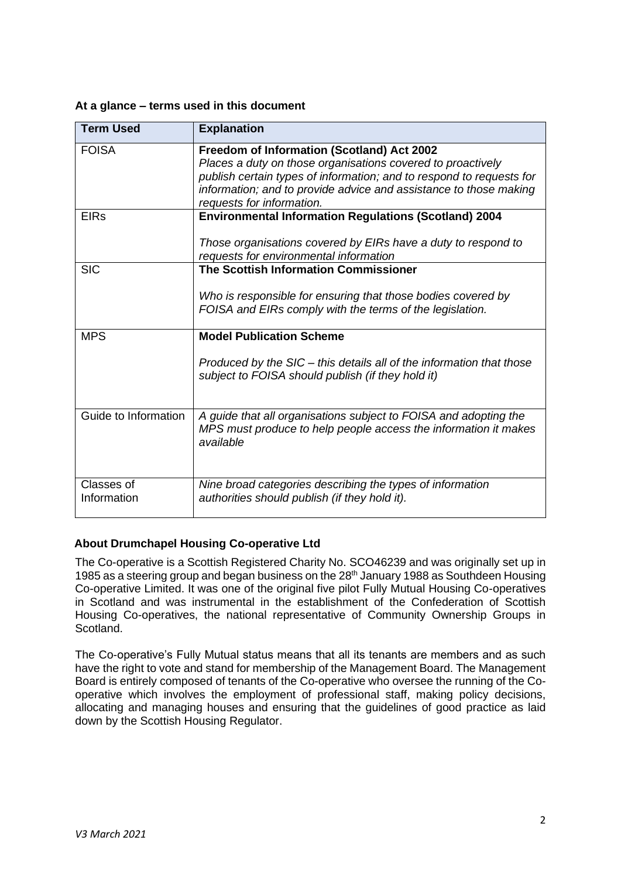**At a glance – terms used in this document**

| Term Used | Explanation |
|---|---|
| FOISA | **Freedom of Information (Scotland) Act 2002** *Places a duty on those organisations covered to proactively publish certain types of information; and to respond to requests for information; and to provide advice and assistance to those making requests for information.* |
| EIRs | **Environmental Information Regulations (Scotland) 2004** *Those organisations covered by EIRs have a duty to respond to requests for environmental information* |
| SIC | **The Scottish Information Commissioner** *Who is responsible for ensuring that those bodies covered by FOISA and EIRs comply with the terms of the legislation.* |
| MPS | **Model Publication Scheme** *Produced by the SIC – this details all of the information that those subject to FOISA should publish (if they hold it)* |
| Guide to Information | *A guide that all organisations subject to FOISA and adopting the MPS must produce to help people access the information it makes available* |
| Classes of Information | *Nine broad categories describing the types of information authorities should publish (if they hold it).* |

**About Drumchapel Housing Co-operative Ltd**

The Co-operative is a Scottish Registered Charity No. SCO46239 and was originally set up in 1985 as a steering group and began business on the 28th January 1988 as Southdeen Housing Co-operative Limited. It was one of the original five pilot Fully Mutual Housing Co-operatives in Scotland and was instrumental in the establishment of the Confederation of Scottish Housing Co-operatives, the national representative of Community Ownership Groups in Scotland.

The Co-operative's Fully Mutual status means that all its tenants are members and as such have the right to vote and stand for membership of the Management Board. The Management Board is entirely composed of tenants of the Co-operative who oversee the running of the Co-operative which involves the employment of professional staff, making policy decisions, allocating and managing houses and ensuring that the guidelines of good practice as laid down by the Scottish Housing Regulator.

*V3 March 2021*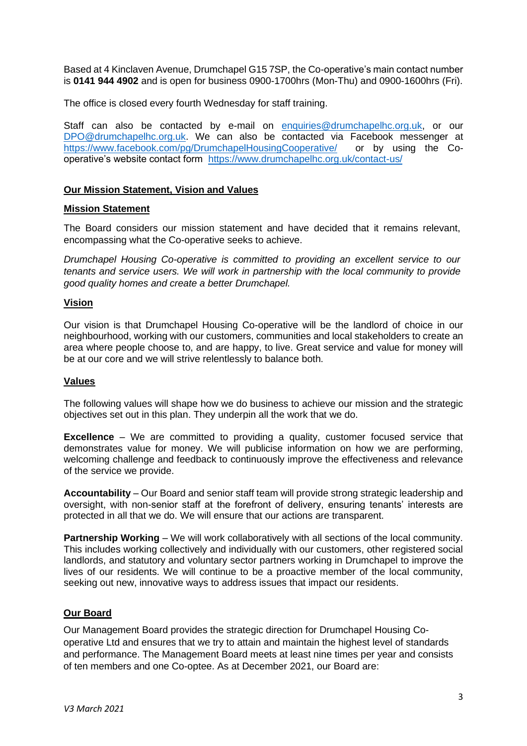Based at 4 Kinclaven Avenue, Drumchapel G15 7SP, the Co-operative's main contact number is **0141 944 4902** and is open for business 0900-1700hrs (Mon-Thu) and 0900-1600hrs (Fri).

The office is closed every fourth Wednesday for staff training.

Staff can also be contacted by e-mail on enquiries@drumchapelhc.org.uk, or our DPO@drumchapelhc.org.uk. We can also be contacted via Facebook messenger at https://www.facebook.com/pg/DrumchapelHousingCooperative/ or by using the Co-operative's website contact form https://www.drumchapelhc.org.uk/contact-us/

## Our Mission Statement, Vision and Values

### Mission Statement

The Board considers our mission statement and have decided that it remains relevant, encompassing what the Co-operative seeks to achieve.

*Drumchapel Housing Co-operative is committed to providing an excellent service to our tenants and service users. We will work in partnership with the local community to provide good quality homes and create a better Drumchapel.*

### Vision

Our vision is that Drumchapel Housing Co-operative will be the landlord of choice in our neighbourhood, working with our customers, communities and local stakeholders to create an area where people choose to, and are happy, to live. Great service and value for money will be at our core and we will strive relentlessly to balance both.

### Values

The following values will shape how we do business to achieve our mission and the strategic objectives set out in this plan. They underpin all the work that we do.

**Excellence** – We are committed to providing a quality, customer focused service that demonstrates value for money. We will publicise information on how we are performing, welcoming challenge and feedback to continuously improve the effectiveness and relevance of the service we provide.

**Accountability** – Our Board and senior staff team will provide strong strategic leadership and oversight, with non-senior staff at the forefront of delivery, ensuring tenants' interests are protected in all that we do. We will ensure that our actions are transparent.

**Partnership Working** – We will work collaboratively with all sections of the local community. This includes working collectively and individually with our customers, other registered social landlords, and statutory and voluntary sector partners working in Drumchapel to improve the lives of our residents. We will continue to be a proactive member of the local community, seeking out new, innovative ways to address issues that impact our residents.

## Our Board

Our Management Board provides the strategic direction for Drumchapel Housing Co-operative Ltd and ensures that we try to attain and maintain the highest level of standards and performance. The Management Board meets at least nine times per year and consists of ten members and one Co-optee. As at December 2021, our Board are: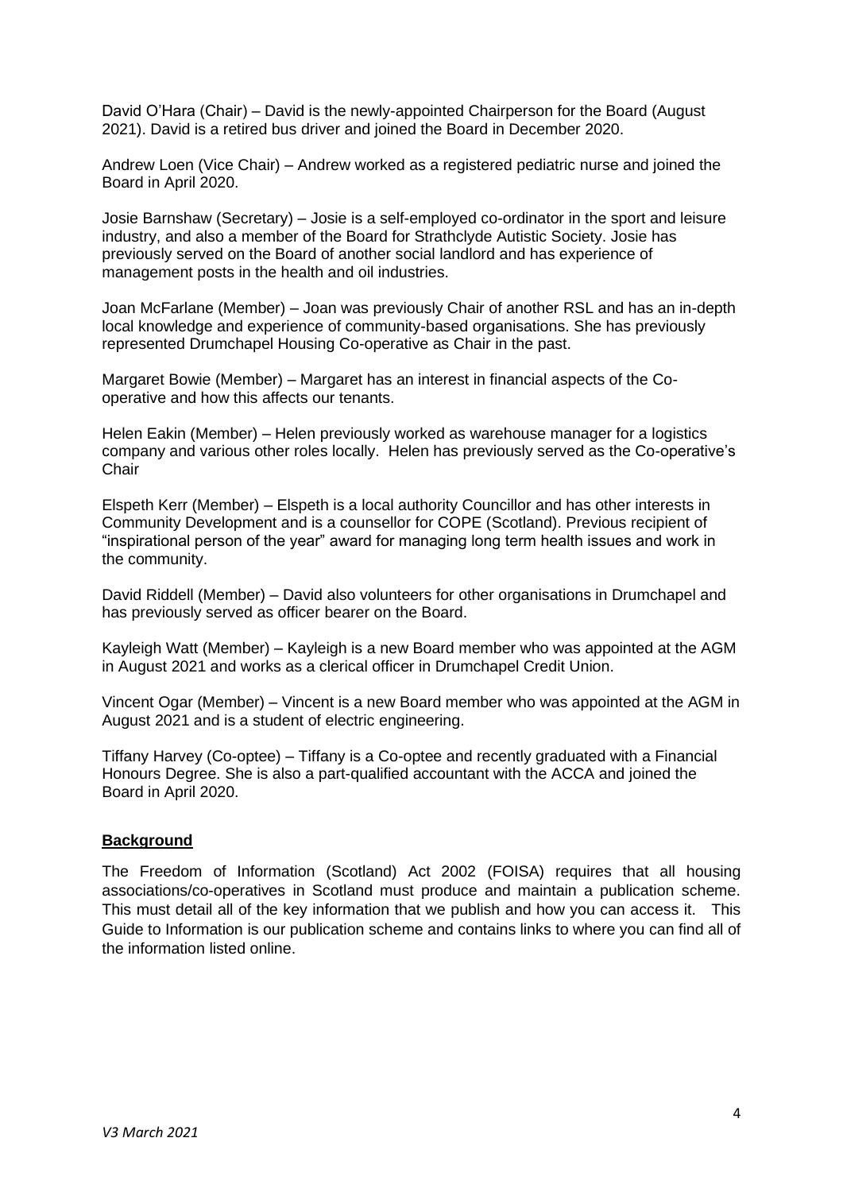David O'Hara (Chair) – David is the newly-appointed Chairperson for the Board (August 2021). David is a retired bus driver and joined the Board in December 2020.

Andrew Loen (Vice Chair) – Andrew worked as a registered pediatric nurse and joined the Board in April 2020.

Josie Barnshaw (Secretary) – Josie is a self-employed co-ordinator in the sport and leisure industry, and also a member of the Board for Strathclyde Autistic Society. Josie has previously served on the Board of another social landlord and has experience of management posts in the health and oil industries.

Joan McFarlane (Member) – Joan was previously Chair of another RSL and has an in-depth local knowledge and experience of community-based organisations. She has previously represented Drumchapel Housing Co-operative as Chair in the past.

Margaret Bowie (Member) – Margaret has an interest in financial aspects of the Co-operative and how this affects our tenants.

Helen Eakin (Member) – Helen previously worked as warehouse manager for a logistics company and various other roles locally. Helen has previously served as the Co-operative's Chair

Elspeth Kerr (Member) – Elspeth is a local authority Councillor and has other interests in Community Development and is a counsellor for COPE (Scotland). Previous recipient of "inspirational person of the year" award for managing long term health issues and work in the community.

David Riddell (Member) – David also volunteers for other organisations in Drumchapel and has previously served as officer bearer on the Board.

Kayleigh Watt (Member) – Kayleigh is a new Board member who was appointed at the AGM in August 2021 and works as a clerical officer in Drumchapel Credit Union.

Vincent Ogar (Member) – Vincent is a new Board member who was appointed at the AGM in August 2021 and is a student of electric engineering.

Tiffany Harvey (Co-optee) – Tiffany is a Co-optee and recently graduated with a Financial Honours Degree. She is also a part-qualified accountant with the ACCA and joined the Board in April 2020.

## Background

The Freedom of Information (Scotland) Act 2002 (FOISA) requires that all housing associations/co-operatives in Scotland must produce and maintain a publication scheme. This must detail all of the key information that we publish and how you can access it. This Guide to Information is our publication scheme and contains links to where you can find all of the information listed online.

*V3 March 2021*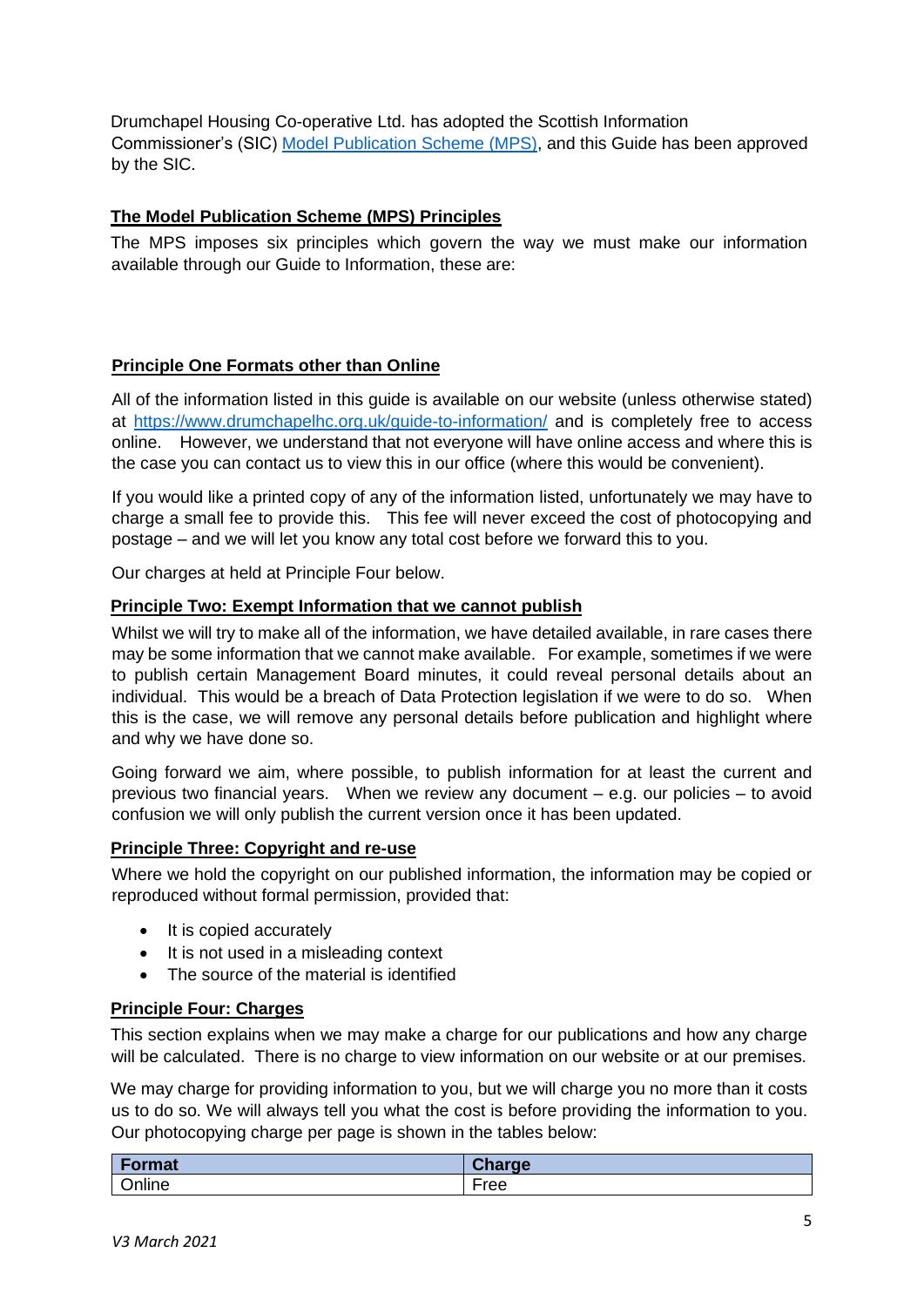Drumchapel Housing Co-operative Ltd. has adopted the Scottish Information Commissioner's (SIC) Model Publication Scheme (MPS), and this Guide has been approved by the SIC.

## The Model Publication Scheme (MPS) Principles

The MPS imposes six principles which govern the way we must make our information available through our Guide to Information, these are:

### Principle One Formats other than Online

All of the information listed in this guide is available on our website (unless otherwise stated) at https://www.drumchapelhc.org.uk/guide-to-information/ and is completely free to access online. However, we understand that not everyone will have online access and where this is the case you can contact us to view this in our office (where this would be convenient).

If you would like a printed copy of any of the information listed, unfortunately we may have to charge a small fee to provide this. This fee will never exceed the cost of photocopying and postage – and we will let you know any total cost before we forward this to you.

Our charges at held at Principle Four below.

### Principle Two: Exempt Information that we cannot publish

Whilst we will try to make all of the information, we have detailed available, in rare cases there may be some information that we cannot make available. For example, sometimes if we were to publish certain Management Board minutes, it could reveal personal details about an individual. This would be a breach of Data Protection legislation if we were to do so. When this is the case, we will remove any personal details before publication and highlight where and why we have done so.

Going forward we aim, where possible, to publish information for at least the current and previous two financial years. When we review any document – e.g. our policies – to avoid confusion we will only publish the current version once it has been updated.

### Principle Three: Copyright and re-use

Where we hold the copyright on our published information, the information may be copied or reproduced without formal permission, provided that:

- It is copied accurately
- It is not used in a misleading context
- The source of the material is identified

### Principle Four: Charges

This section explains when we may make a charge for our publications and how any charge will be calculated. There is no charge to view information on our website or at our premises.

We may charge for providing information to you, but we will charge you no more than it costs us to do so. We will always tell you what the cost is before providing the information to you. Our photocopying charge per page is shown in the tables below:

| Format | Charge |
|---|---|
| Online | Free |

*V3 March 2021*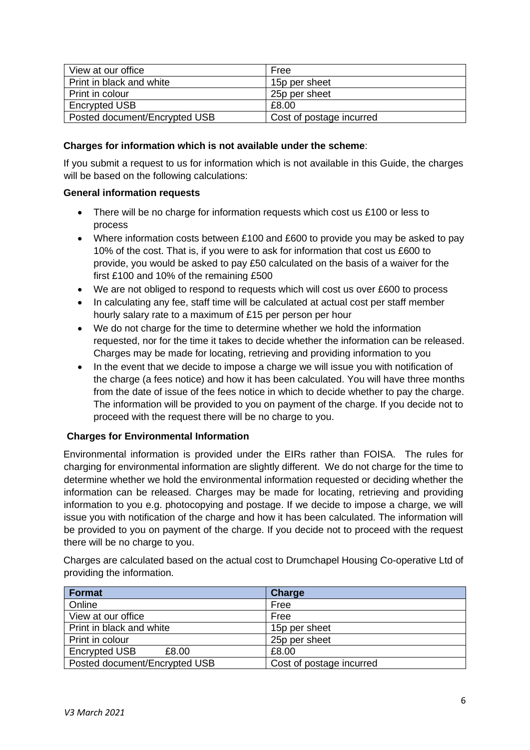| | |
|---|---|
| View at our office | Free |
| Print in black and white | 15p per sheet |
| Print in colour | 25p per sheet |
| Encrypted USB | £8.00 |
| Posted document/Encrypted USB | Cost of postage incurred |

**Charges for information which is not available under the scheme**:

If you submit a request to us for information which is not available in this Guide, the charges will be based on the following calculations:

**General information requests**

- There will be no charge for information requests which cost us £100 or less to process
- Where information costs between £100 and £600 to provide you may be asked to pay 10% of the cost. That is, if you were to ask for information that cost us £600 to provide, you would be asked to pay £50 calculated on the basis of a waiver for the first £100 and 10% of the remaining £500
- We are not obliged to respond to requests which will cost us over £600 to process
- In calculating any fee, staff time will be calculated at actual cost per staff member hourly salary rate to a maximum of £15 per person per hour
- We do not charge for the time to determine whether we hold the information requested, nor for the time it takes to decide whether the information can be released. Charges may be made for locating, retrieving and providing information to you
- In the event that we decide to impose a charge we will issue you with notification of the charge (a fees notice) and how it has been calculated. You will have three months from the date of issue of the fees notice in which to decide whether to pay the charge. The information will be provided to you on payment of the charge. If you decide not to proceed with the request there will be no charge to you.

**Charges for Environmental Information**

Environmental information is provided under the EIRs rather than FOISA. The rules for charging for environmental information are slightly different. We do not charge for the time to determine whether we hold the environmental information requested or deciding whether the information can be released. Charges may be made for locating, retrieving and providing information to you e.g. photocopying and postage. If we decide to impose a charge, we will issue you with notification of the charge and how it has been calculated. The information will be provided to you on payment of the charge. If you decide not to proceed with the request there will be no charge to you.

Charges are calculated based on the actual cost to Drumchapel Housing Co-operative Ltd of providing the information.

| Format | Charge |
|---|---|
| Online | Free |
| View at our office | Free |
| Print in black and white | 15p per sheet |
| Print in colour | 25p per sheet |
| Encrypted USB £8.00 | £8.00 |
| Posted document/Encrypted USB | Cost of postage incurred |

*V3 March 2021*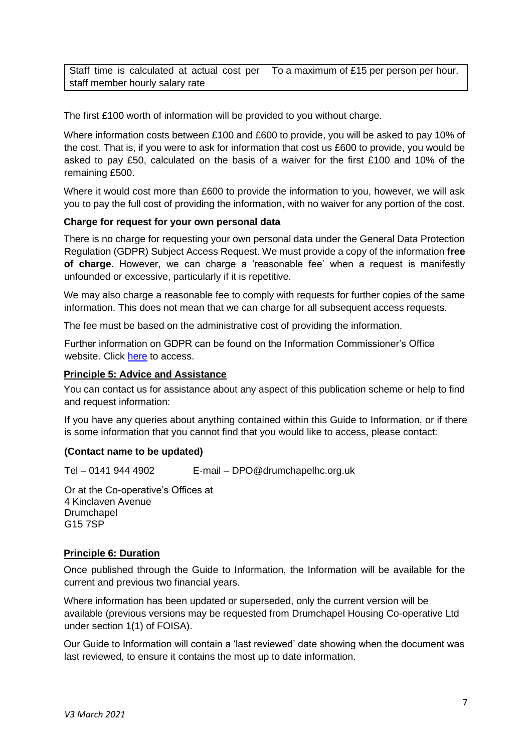| Staff time is calculated at actual cost per staff member hourly salary rate | To a maximum of £15 per person per hour. |
|---|---|

The first £100 worth of information will be provided to you without charge.

Where information costs between £100 and £600 to provide, you will be asked to pay 10% of the cost. That is, if you were to ask for information that cost us £600 to provide, you would be asked to pay £50, calculated on the basis of a waiver for the first £100 and 10% of the remaining £500.

Where it would cost more than £600 to provide the information to you, however, we will ask you to pay the full cost of providing the information, with no waiver for any portion of the cost.

**Charge for request for your own personal data**

There is no charge for requesting your own personal data under the General Data Protection Regulation (GDPR) Subject Access Request. We must provide a copy of the information **free of charge**. However, we can charge a 'reasonable fee' when a request is manifestly unfounded or excessive, particularly if it is repetitive.

We may also charge a reasonable fee to comply with requests for further copies of the same information. This does not mean that we can charge for all subsequent access requests.

The fee must be based on the administrative cost of providing the information.

Further information on GDPR can be found on the Information Commissioner's Office website. Click [here]() to access.

**Principle 5: Advice and Assistance**

You can contact us for assistance about any aspect of this publication scheme or help to find and request information:

If you have any queries about anything contained within this Guide to Information, or if there is some information that you cannot find that you would like to access, please contact:

**(Contact name to be updated)**

Tel – 0141 944 4902 E-mail – DPO@drumchapelhc.org.uk

Or at the Co-operative's Offices at
4 Kinclaven Avenue
Drumchapel
G15 7SP

**Principle 6: Duration**

Once published through the Guide to Information, the Information will be available for the current and previous two financial years.

Where information has been updated or superseded, only the current version will be available (previous versions may be requested from Drumchapel Housing Co-operative Ltd under section 1(1) of FOISA).

Our Guide to Information will contain a 'last reviewed' date showing when the document was last reviewed, to ensure it contains the most up to date information.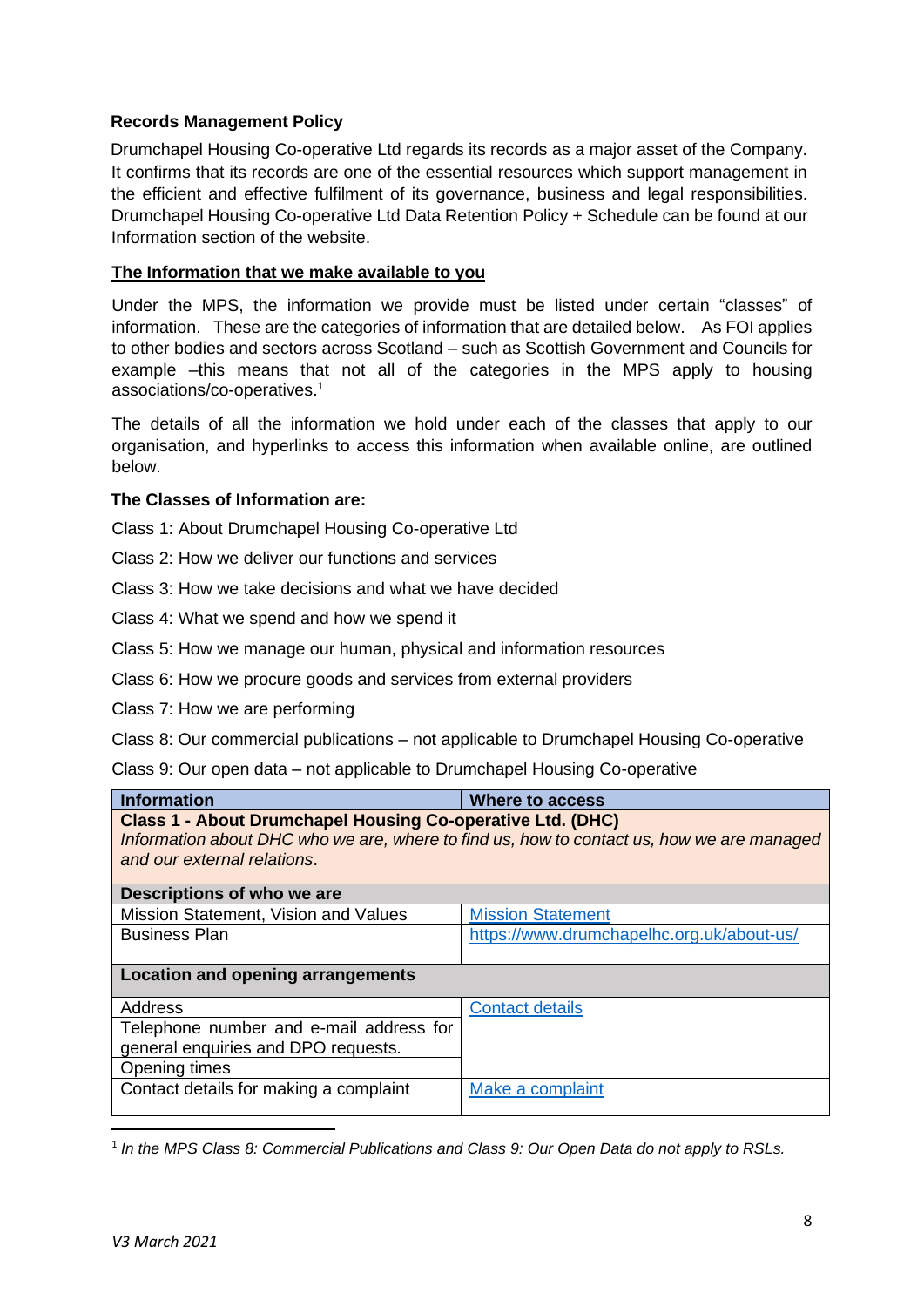**Records Management Policy**

Drumchapel Housing Co-operative Ltd regards its records as a major asset of the Company. It confirms that its records are one of the essential resources which support management in the efficient and effective fulfilment of its governance, business and legal responsibilities. Drumchapel Housing Co-operative Ltd Data Retention Policy + Schedule can be found at our Information section of the website.

## The Information that we make available to you

Under the MPS, the information we provide must be listed under certain "classes" of information. These are the categories of information that are detailed below. As FOI applies to other bodies and sectors across Scotland – such as Scottish Government and Councils for example –this means that not all of the categories in the MPS apply to housing associations/co-operatives.[1]

The details of all the information we hold under each of the classes that apply to our organisation, and hyperlinks to access this information when available online, are outlined below.

**The Classes of Information are:**

Class 1: About Drumchapel Housing Co-operative Ltd

Class 2: How we deliver our functions and services

Class 3: How we take decisions and what we have decided

Class 4: What we spend and how we spend it

Class 5: How we manage our human, physical and information resources

Class 6: How we procure goods and services from external providers

Class 7: How we are performing

Class 8: Our commercial publications – not applicable to Drumchapel Housing Co-operative

Class 9: Our open data – not applicable to Drumchapel Housing Co-operative

| Information | Where to access |
|---|---|
| **Class 1 - About Drumchapel Housing Co-operative Ltd. (DHC)** *Information about DHC who we are, where to find us, how to contact us, how we are managed and our external relations.* | |
| **Descriptions of who we are** | |
| Mission Statement, Vision and Values | Mission Statement |
| Business Plan | https://www.drumchapelhc.org.uk/about-us/ |
| **Location and opening arrangements** | |
| Address | Contact details |
| Telephone number and e-mail address for general enquiries and DPO requests. | |
| Opening times | |
| Contact details for making a complaint | Make a complaint |

[1] *In the MPS Class 8: Commercial Publications and Class 9: Our Open Data do not apply to RSLs.*

*V3 March 2021*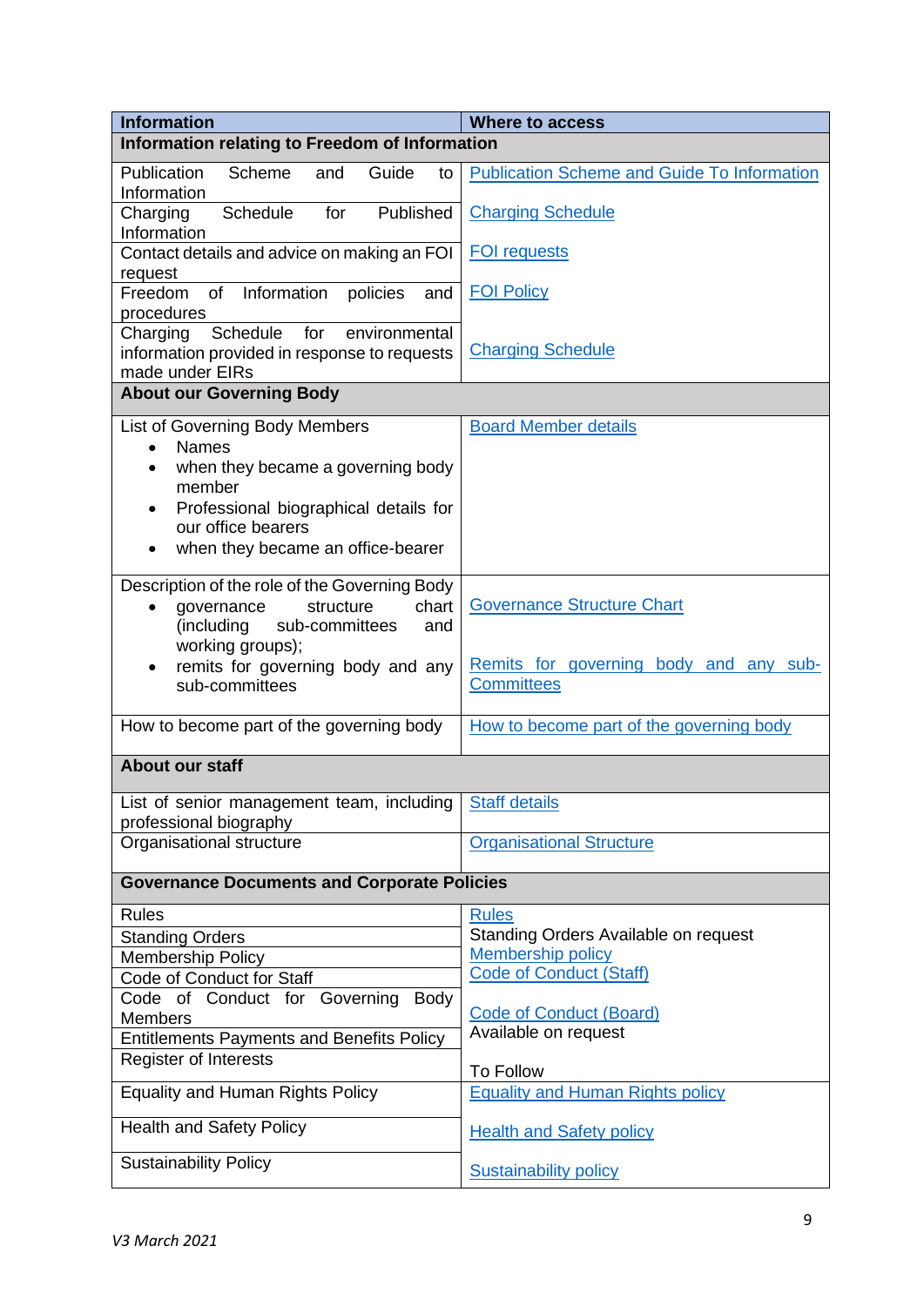| Information | Where to access |
|---|---|
| **Information relating to Freedom of Information** | |
| Publication Scheme and Guide to Information | Publication Scheme and Guide To Information |
| Charging Schedule for Published Information | Charging Schedule |
| Contact details and advice on making an FOI request | FOI requests |
| Freedom of Information policies and procedures | FOI Policy |
| Charging Schedule for environmental information provided in response to requests made under EIRs | Charging Schedule |
| **About our Governing Body** | |
| List of Governing Body Members<br>• Names<br>• when they became a governing body member<br>• Professional biographical details for our office bearers<br>• when they became an office-bearer | Board Member details |
| Description of the role of the Governing Body<br>• governance structure chart (including sub-committees and working groups);<br>• remits for governing body and any sub-committees | Governance Structure Chart<br><br>Remits for governing body and any sub-Committees |
| How to become part of the governing body | How to become part of the governing body |
| **About our staff** | |
| List of senior management team, including professional biography | Staff details |
| Organisational structure | Organisational Structure |
| **Governance Documents and Corporate Policies** | |
| Rules | Rules |
| Standing Orders | Standing Orders Available on request |
| Membership Policy | Membership policy |
| Code of Conduct for Staff | Code of Conduct (Staff) |
| Code of Conduct for Governing Body Members | Code of Conduct (Board) |
| Entitlements Payments and Benefits Policy | Available on request |
| Register of Interests | To Follow |
| Equality and Human Rights Policy | Equality and Human Rights policy |
| Health and Safety Policy | Health and Safety policy |
| Sustainability Policy | Sustainability policy |

*V3 March 2021*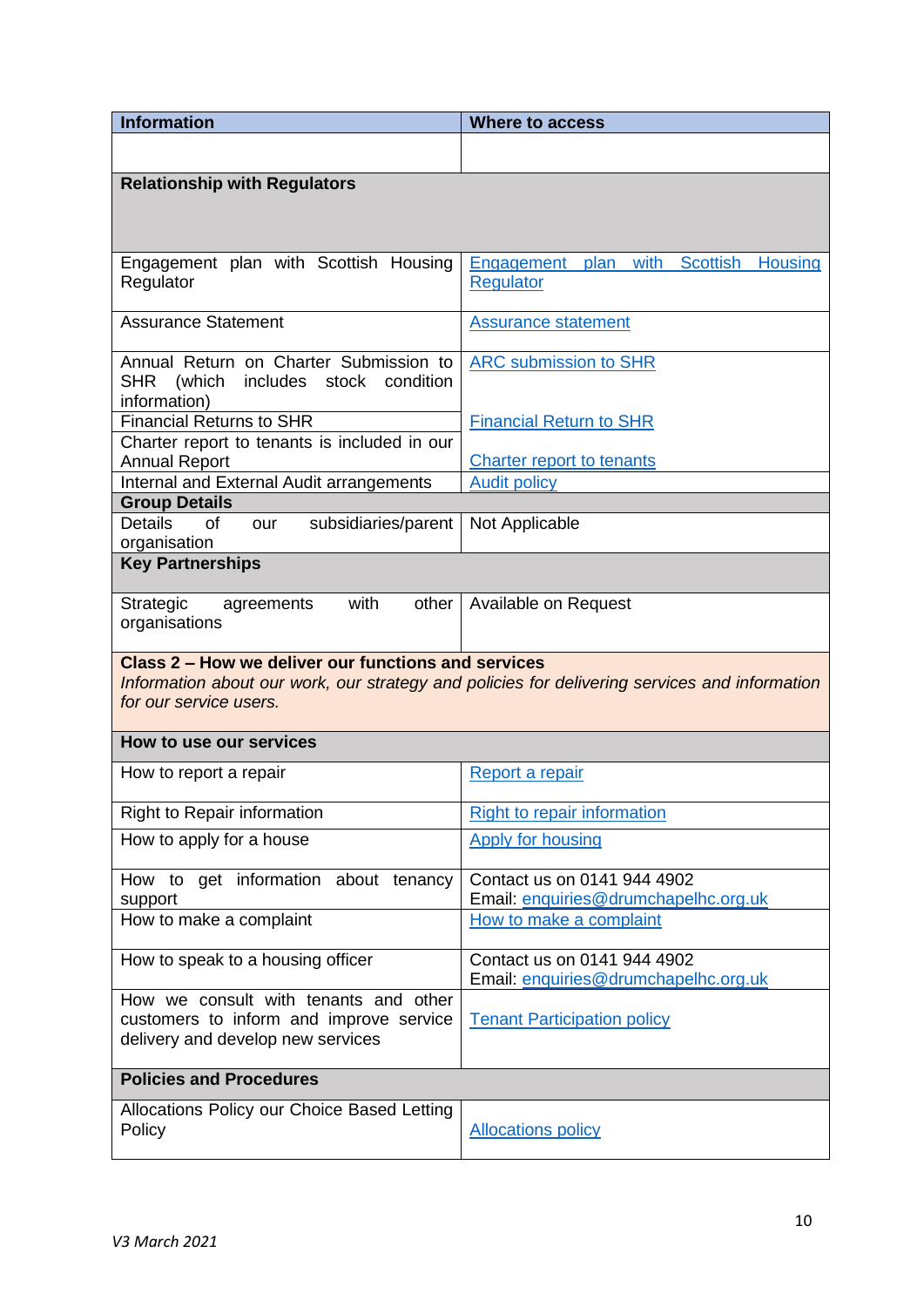| Information | Where to access |
|---|---|
| | |
| **Relationship with Regulators** | |
| Engagement plan with Scottish Housing Regulator | Engagement plan with Scottish Housing Regulator |
| Assurance Statement | Assurance statement |
| Annual Return on Charter Submission to SHR (which includes stock condition information) | ARC submission to SHR |
| Financial Returns to SHR | Financial Return to SHR |
| Charter report to tenants is included in our Annual Report | Charter report to tenants |
| Internal and External Audit arrangements | Audit policy |
| **Group Details** | |
| Details of our subsidiaries/parent organisation | Not Applicable |
| **Key Partnerships** | |
| Strategic agreements with other organisations | Available on Request |
| **Class 2 – How we deliver our functions and services** *Information about our work, our strategy and policies for delivering services and information for our service users.* | |
| **How to use our services** | |
| How to report a repair | Report a repair |
| Right to Repair information | Right to repair information |
| How to apply for a house | Apply for housing |
| How to get information about tenancy support | Contact us on 0141 944 4902 Email: enquiries@drumchapelhc.org.uk |
| How to make a complaint | How to make a complaint |
| How to speak to a housing officer | Contact us on 0141 944 4902 Email: enquiries@drumchapelhc.org.uk |
| How we consult with tenants and other customers to inform and improve service delivery and develop new services | Tenant Participation policy |
| **Policies and Procedures** | |
| Allocations Policy our Choice Based Letting Policy | Allocations policy |

V3 March 2021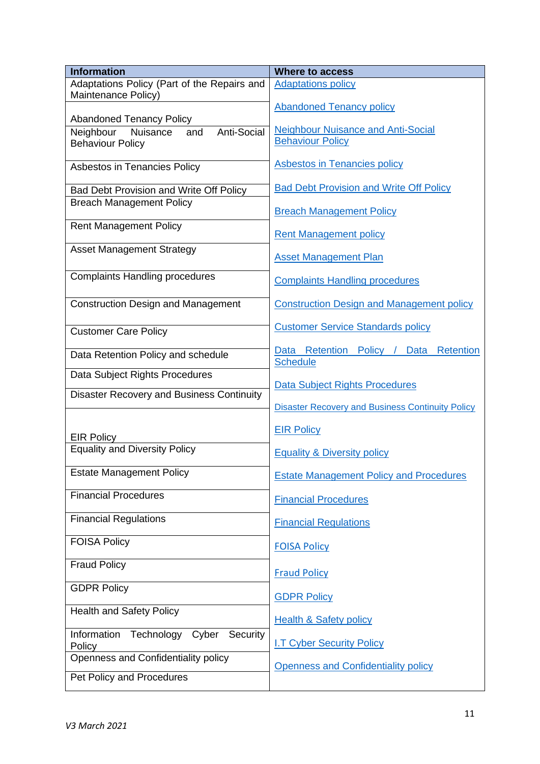| Information | Where to access |
|---|---|
| Adaptations Policy (Part of the Repairs and Maintenance Policy) | Adaptations policy |
| Abandoned Tenancy Policy | Abandoned Tenancy policy |
| Neighbour Nuisance and Anti-Social Behaviour Policy | Neighbour Nuisance and Anti-Social Behaviour Policy |
| Asbestos in Tenancies Policy | Asbestos in Tenancies policy |
| Bad Debt Provision and Write Off Policy | Bad Debt Provision and Write Off Policy |
| Breach Management Policy | Breach Management Policy |
| Rent Management Policy | Rent Management policy |
| Asset Management Strategy | Asset Management Plan |
| Complaints Handling procedures | Complaints Handling procedures |
| Construction Design and Management | Construction Design and Management policy |
| Customer Care Policy | Customer Service Standards policy |
| Data Retention Policy and schedule | Data Retention Policy / Data Retention Schedule |
| Data Subject Rights Procedures | Data Subject Rights Procedures |
| Disaster Recovery and Business Continuity | Disaster Recovery and Business Continuity Policy |
| EIR Policy | EIR Policy |
| Equality and Diversity Policy | Equality & Diversity policy |
| Estate Management Policy | Estate Management Policy and Procedures |
| Financial Procedures | Financial Procedures |
| Financial Regulations | Financial Regulations |
| FOISA Policy | FOISA Policy |
| Fraud Policy | Fraud Policy |
| GDPR Policy | GDPR Policy |
| Health and Safety Policy | Health & Safety policy |
| Information Technology Cyber Security Policy | I.T Cyber Security Policy |
| Openness and Confidentiality policy | Openness and Confidentiality policy |
| Pet Policy and Procedures | |

*V3 March 2021*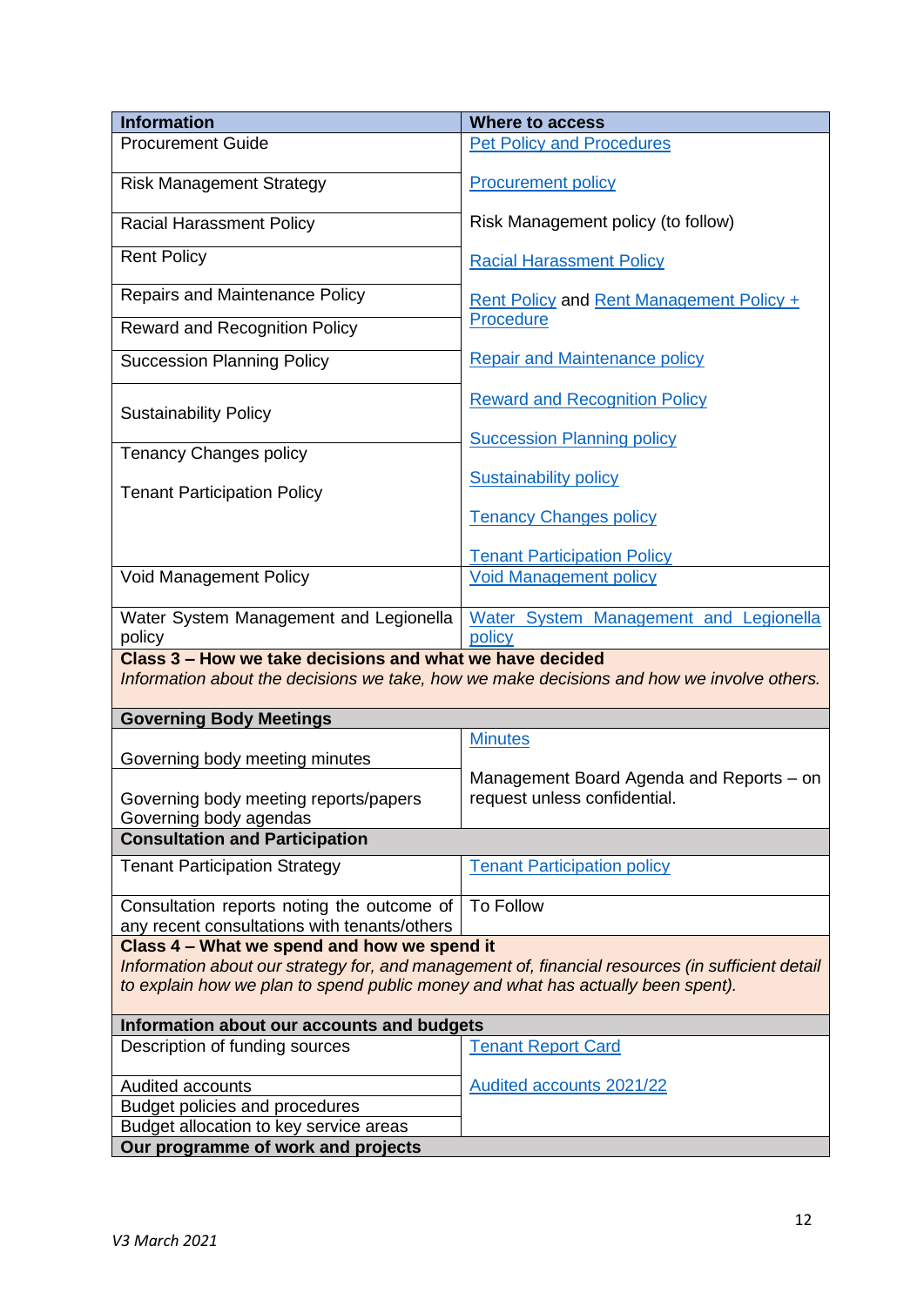| Information | Where to access |
|---|---|
| Procurement Guide | Pet Policy and Procedures |
| Risk Management Strategy | Procurement policy |
| Racial Harassment Policy | Risk Management policy (to follow) |
| Rent Policy | Racial Harassment Policy |
| Repairs and Maintenance Policy | Rent Policy and Rent Management Policy + Procedure |
| Reward and Recognition Policy | Repair and Maintenance policy |
| Succession Planning Policy | Reward and Recognition Policy |
| Sustainability Policy | Succession Planning policy |
| Tenancy Changes policy | Sustainability policy |
| Tenant Participation Policy | Tenancy Changes policy<br>Tenant Participation Policy |
| Void Management Policy | Void Management policy |
| Water System Management and Legionella policy | Water System Management and Legionella policy |
| **Class 3 – How we take decisions and what we have decided**<br>*Information about the decisions we take, how we make decisions and how we involve others.* | |
| **Governing Body Meetings** | |
| Governing body meeting minutes | Minutes |
| Governing body meeting reports/papers<br>Governing body agendas | Management Board Agenda and Reports – on request unless confidential. |
| **Consultation and Participation** | |
| Tenant Participation Strategy | Tenant Participation policy |
| Consultation reports noting the outcome of any recent consultations with tenants/others | To Follow |
| **Class 4 – What we spend and how we spend it**<br>*Information about our strategy for, and management of, financial resources (in sufficient detail to explain how we plan to spend public money and what has actually been spent).* | |
| **Information about our accounts and budgets** | |
| Description of funding sources | Tenant Report Card |
| Audited accounts<br>Budget policies and procedures<br>Budget allocation to key service areas | Audited accounts 2021/22 |
| **Our programme of work and projects** | |

*V3 March 2021*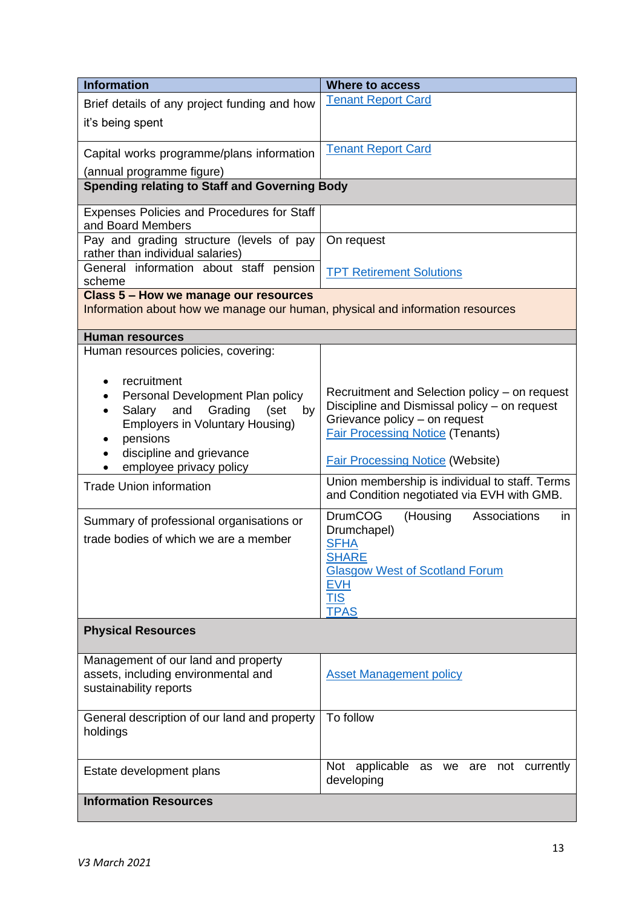| Information | Where to access |
|---|---|
| Brief details of any project funding and how it's being spent | Tenant Report Card |
| Capital works programme/plans information (annual programme figure) | Tenant Report Card |
| **Spending relating to Staff and Governing Body** | |
| Expenses Policies and Procedures for Staff and Board Members | |
| Pay and grading structure (levels of pay rather than individual salaries) | On request |
| General information about staff pension scheme | TPT Retirement Solutions |
| **Class 5 – How we manage our resources** Information about how we manage our human, physical and information resources | |
| **Human resources** | |
| Human resources policies, covering: <br><br> • recruitment <br> • Personal Development Plan policy <br> • Salary and Grading (set by Employers in Voluntary Housing) <br> • pensions <br> • discipline and grievance <br> • employee privacy policy | Recruitment and Selection policy – on request <br> Discipline and Dismissal policy – on request <br> Grievance policy – on request <br> Fair Processing Notice (Tenants) <br><br> Fair Processing Notice (Website) |
| Trade Union information | Union membership is individual to staff. Terms and Condition negotiated via EVH with GMB. |
| Summary of professional organisations or trade bodies of which we are a member | DrumCOG (Housing Associations in Drumchapel) <br> SFHA <br> SHARE <br> Glasgow West of Scotland Forum <br> EVH <br> TIS <br> TPAS |
| **Physical Resources** | |
| Management of our land and property assets, including environmental and sustainability reports | Asset Management policy |
| General description of our land and property holdings | To follow |
| Estate development plans | Not applicable as we are not currently developing |
| **Information Resources** | |

*V3 March 2021*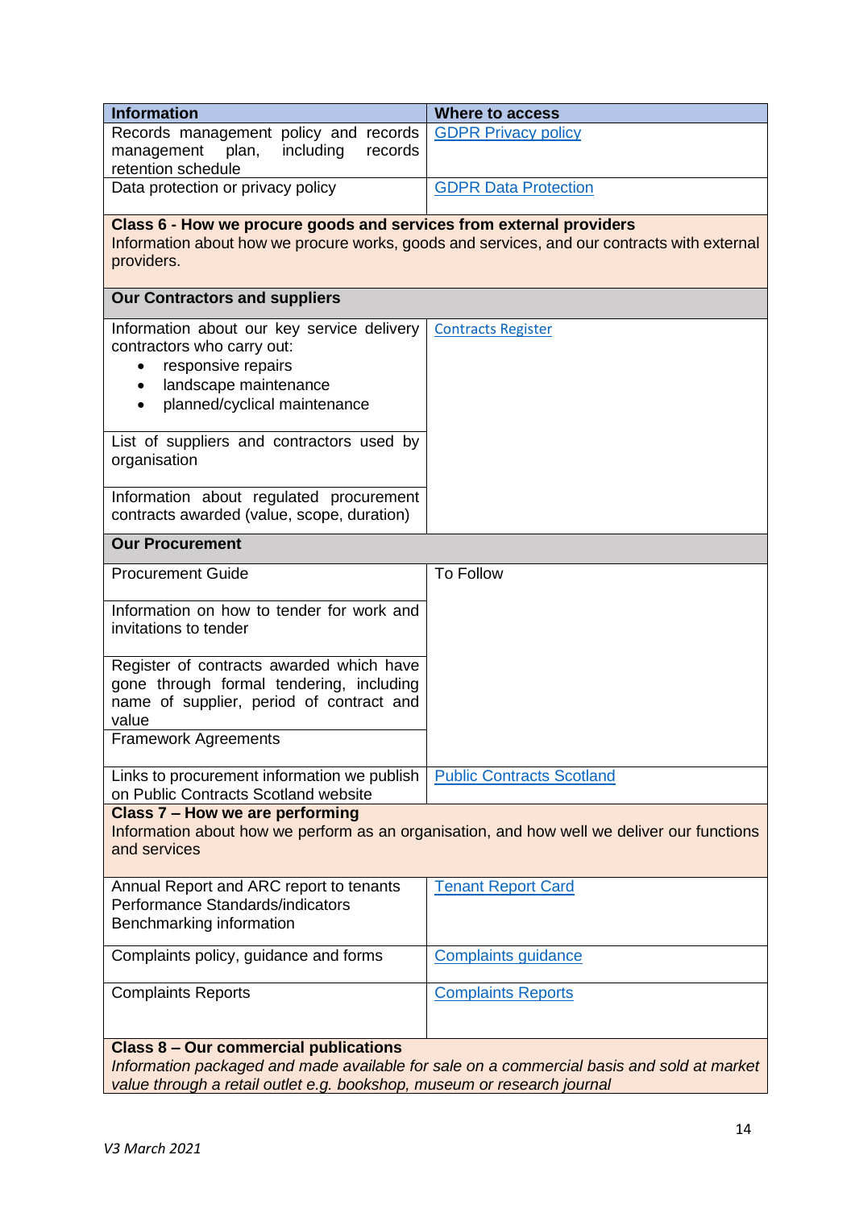| Information | Where to access |
|---|---|
| Records management policy and records management plan, including records retention schedule | GDPR Privacy policy |
| Data protection or privacy policy | GDPR Data Protection |
| **Class 6 - How we procure goods and services from external providers**<br>Information about how we procure works, goods and services, and our contracts with external providers. | |
| **Our Contractors and suppliers** | |
| Information about our key service delivery contractors who carry out:<br>• responsive repairs<br>• landscape maintenance<br>• planned/cyclical maintenance | Contracts Register |
| List of suppliers and contractors used by organisation | |
| Information about regulated procurement contracts awarded (value, scope, duration) | |
| **Our Procurement** | |
| Procurement Guide | To Follow |
| Information on how to tender for work and invitations to tender | |
| Register of contracts awarded which have gone through formal tendering, including name of supplier, period of contract and value | |
| Framework Agreements | |
| Links to procurement information we publish on Public Contracts Scotland website | Public Contracts Scotland |
| **Class 7 – How we are performing**<br>Information about how we perform as an organisation, and how well we deliver our functions and services | |
| Annual Report and ARC report to tenants<br>Performance Standards/indicators<br>Benchmarking information | Tenant Report Card |
| Complaints policy, guidance and forms | Complaints guidance |
| Complaints Reports | Complaints Reports |
| **Class 8 – Our commercial publications**<br>*Information packaged and made available for sale on a commercial basis and sold at market value through a retail outlet e.g. bookshop, museum or research journal* | |

*V3 March 2021*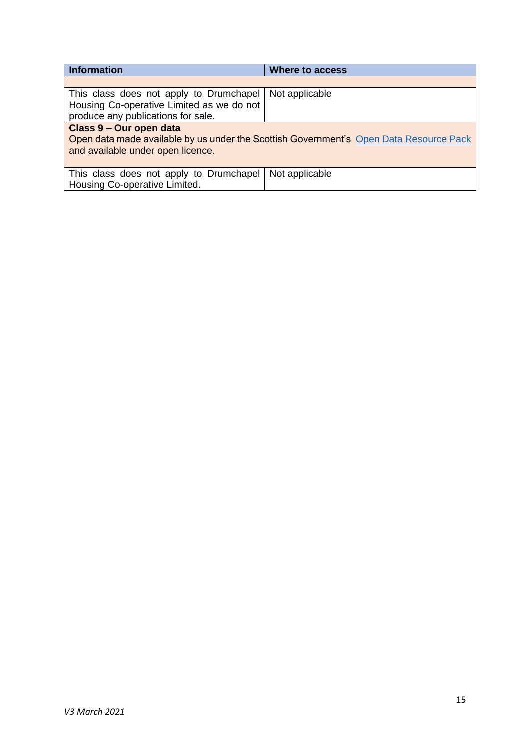| Information | Where to access |
|---|---|
| | |
| This class does not apply to Drumchapel Housing Co-operative Limited as we do not produce any publications for sale. | Not applicable |
| **Class 9 – Our open data** Open data made available by us under the Scottish Government's Open Data Resource Pack and available under open licence. | |
| This class does not apply to Drumchapel Housing Co-operative Limited. | Not applicable |

*V3 March 2021*